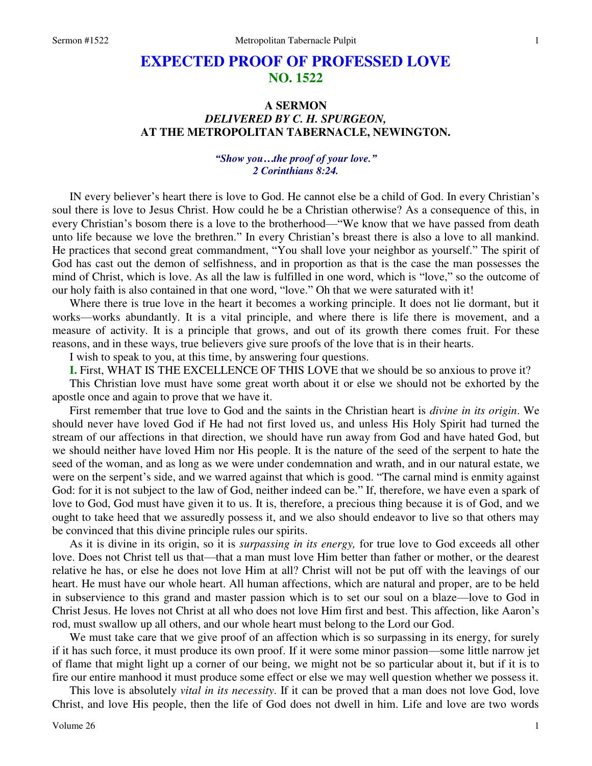# EXPECTED PROOF OF PROFESSED LOVE
## NO. 1522

### A SERMON
### *DELIVERED BY C. H. SPURGEON,*
### AT THE METROPOLITAN TABERNACLE, NEWINGTON.

*"Show you…the proof of your love."*
*2 Corinthians 8:24.*

IN every believer's heart there is love to God. He cannot else be a child of God. In every Christian's soul there is love to Jesus Christ. How could he be a Christian otherwise? As a consequence of this, in every Christian's bosom there is a love to the brotherhood—"We know that we have passed from death unto life because we love the brethren." In every Christian's breast there is also a love to all mankind. He practices that second great commandment, "You shall love your neighbor as yourself." The spirit of God has cast out the demon of selfishness, and in proportion as that is the case the man possesses the mind of Christ, which is love. As all the law is fulfilled in one word, which is "love," so the outcome of our holy faith is also contained in that one word, "love." Oh that we were saturated with it!

Where there is true love in the heart it becomes a working principle. It does not lie dormant, but it works—works abundantly. It is a vital principle, and where there is life there is movement, and a measure of activity. It is a principle that grows, and out of its growth there comes fruit. For these reasons, and in these ways, true believers give sure proofs of the love that is in their hearts.

I wish to speak to you, at this time, by answering four questions.

**I.** First, WHAT IS THE EXCELLENCE OF THIS LOVE that we should be so anxious to prove it?

This Christian love must have some great worth about it or else we should not be exhorted by the apostle once and again to prove that we have it.

First remember that true love to God and the saints in the Christian heart is *divine in its origin*. We should never have loved God if He had not first loved us, and unless His Holy Spirit had turned the stream of our affections in that direction, we should have run away from God and have hated God, but we should neither have loved Him nor His people. It is the nature of the seed of the serpent to hate the seed of the woman, and as long as we were under condemnation and wrath, and in our natural estate, we were on the serpent's side, and we warred against that which is good. "The carnal mind is enmity against God: for it is not subject to the law of God, neither indeed can be." If, therefore, we have even a spark of love to God, God must have given it to us. It is, therefore, a precious thing because it is of God, and we ought to take heed that we assuredly possess it, and we also should endeavor to live so that others may be convinced that this divine principle rules our spirits.

As it is divine in its origin, so it is *surpassing in its energy,* for true love to God exceeds all other love. Does not Christ tell us that—that a man must love Him better than father or mother, or the dearest relative he has, or else he does not love Him at all? Christ will not be put off with the leavings of our heart. He must have our whole heart. All human affections, which are natural and proper, are to be held in subservience to this grand and master passion which is to set our soul on a blaze—love to God in Christ Jesus. He loves not Christ at all who does not love Him first and best. This affection, like Aaron's rod, must swallow up all others, and our whole heart must belong to the Lord our God.

We must take care that we give proof of an affection which is so surpassing in its energy, for surely if it has such force, it must produce its own proof. If it were some minor passion—some little narrow jet of flame that might light up a corner of our being, we might not be so particular about it, but if it is to fire our entire manhood it must produce some effect or else we may well question whether we possess it.

This love is absolutely *vital in its necessity*. If it can be proved that a man does not love God, love Christ, and love His people, then the life of God does not dwell in him. Life and love are two words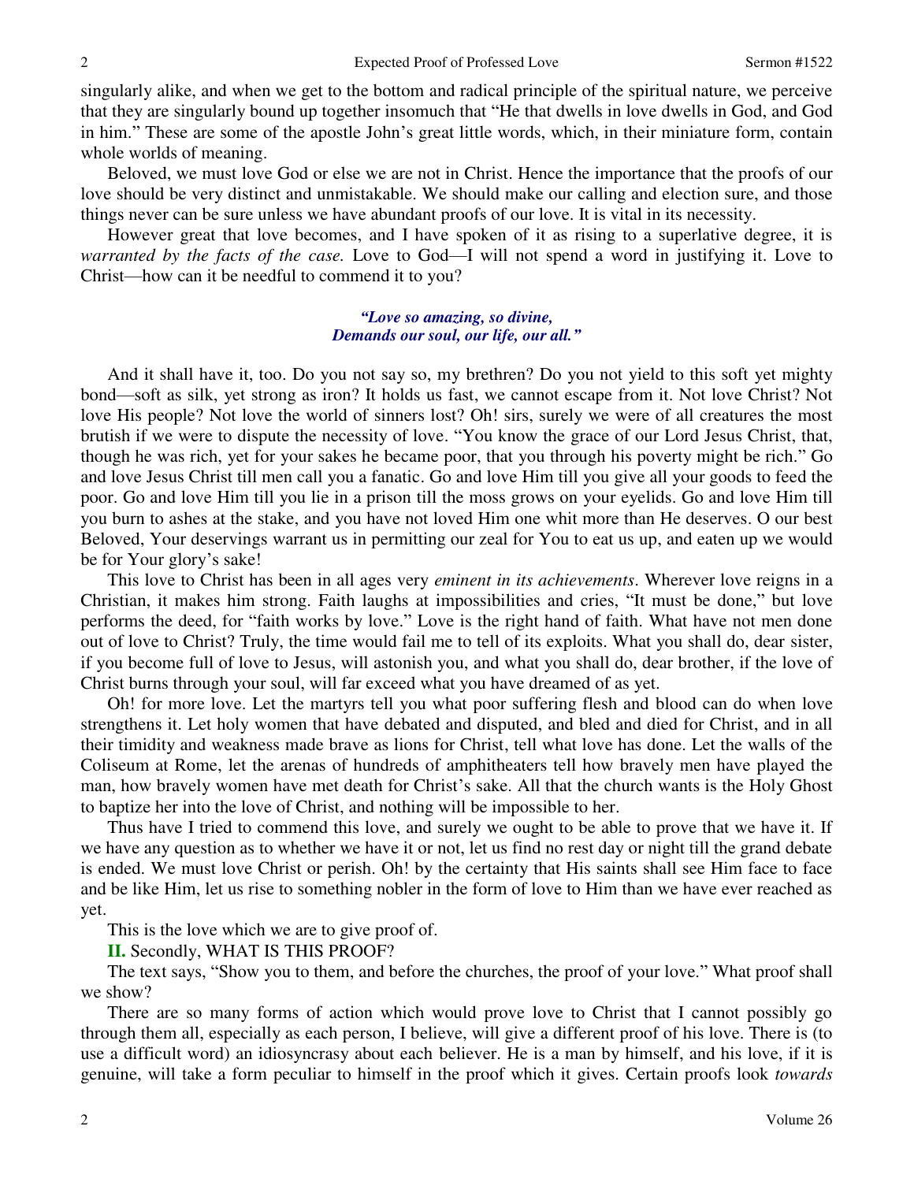singularly alike, and when we get to the bottom and radical principle of the spiritual nature, we perceive that they are singularly bound up together insomuch that "He that dwells in love dwells in God, and God in him." These are some of the apostle John's great little words, which, in their miniature form, contain whole worlds of meaning.

Beloved, we must love God or else we are not in Christ. Hence the importance that the proofs of our love should be very distinct and unmistakable. We should make our calling and election sure, and those things never can be sure unless we have abundant proofs of our love. It is vital in its necessity.

However great that love becomes, and I have spoken of it as rising to a superlative degree, it is *warranted by the facts of the case.* Love to God—I will not spend a word in justifying it. Love to Christ—how can it be needful to commend it to you?

> ***"Love so amazing, so divine,***
> ***Demands our soul, our life, our all."***

And it shall have it, too. Do you not say so, my brethren? Do you not yield to this soft yet mighty bond—soft as silk, yet strong as iron? It holds us fast, we cannot escape from it. Not love Christ? Not love His people? Not love the world of sinners lost? Oh! sirs, surely we were of all creatures the most brutish if we were to dispute the necessity of love. "You know the grace of our Lord Jesus Christ, that, though he was rich, yet for your sakes he became poor, that you through his poverty might be rich." Go and love Jesus Christ till men call you a fanatic. Go and love Him till you give all your goods to feed the poor. Go and love Him till you lie in a prison till the moss grows on your eyelids. Go and love Him till you burn to ashes at the stake, and you have not loved Him one whit more than He deserves. O our best Beloved, Your deservings warrant us in permitting our zeal for You to eat us up, and eaten up we would be for Your glory's sake!

This love to Christ has been in all ages very *eminent in its achievements*. Wherever love reigns in a Christian, it makes him strong. Faith laughs at impossibilities and cries, "It must be done," but love performs the deed, for "faith works by love." Love is the right hand of faith. What have not men done out of love to Christ? Truly, the time would fail me to tell of its exploits. What you shall do, dear sister, if you become full of love to Jesus, will astonish you, and what you shall do, dear brother, if the love of Christ burns through your soul, will far exceed what you have dreamed of as yet.

Oh! for more love. Let the martyrs tell you what poor suffering flesh and blood can do when love strengthens it. Let holy women that have debated and disputed, and bled and died for Christ, and in all their timidity and weakness made brave as lions for Christ, tell what love has done. Let the walls of the Coliseum at Rome, let the arenas of hundreds of amphitheaters tell how bravely men have played the man, how bravely women have met death for Christ's sake. All that the church wants is the Holy Ghost to baptize her into the love of Christ, and nothing will be impossible to her.

Thus have I tried to commend this love, and surely we ought to be able to prove that we have it. If we have any question as to whether we have it or not, let us find no rest day or night till the grand debate is ended. We must love Christ or perish. Oh! by the certainty that His saints shall see Him face to face and be like Him, let us rise to something nobler in the form of love to Him than we have ever reached as yet.

This is the love which we are to give proof of.

**II.** Secondly, WHAT IS THIS PROOF?

The text says, "Show you to them, and before the churches, the proof of your love." What proof shall we show?

There are so many forms of action which would prove love to Christ that I cannot possibly go through them all, especially as each person, I believe, will give a different proof of his love. There is (to use a difficult word) an idiosyncrasy about each believer. He is a man by himself, and his love, if it is genuine, will take a form peculiar to himself in the proof which it gives. Certain proofs look *towards*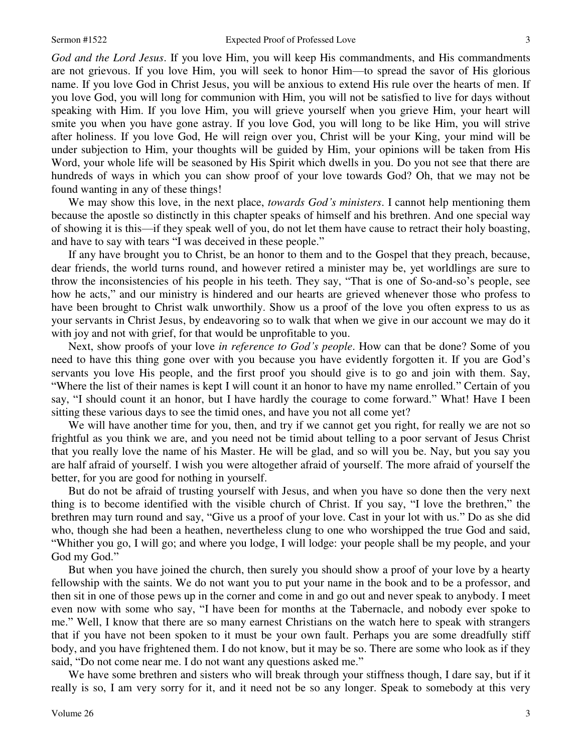*God and the Lord Jesus*. If you love Him, you will keep His commandments, and His commandments are not grievous. If you love Him, you will seek to honor Him—to spread the savor of His glorious name. If you love God in Christ Jesus, you will be anxious to extend His rule over the hearts of men. If you love God, you will long for communion with Him, you will not be satisfied to live for days without speaking with Him. If you love Him, you will grieve yourself when you grieve Him, your heart will smite you when you have gone astray. If you love God, you will long to be like Him, you will strive after holiness. If you love God, He will reign over you, Christ will be your King, your mind will be under subjection to Him, your thoughts will be guided by Him, your opinions will be taken from His Word, your whole life will be seasoned by His Spirit which dwells in you. Do you not see that there are hundreds of ways in which you can show proof of your love towards God? Oh, that we may not be found wanting in any of these things!

We may show this love, in the next place, *towards God's ministers*. I cannot help mentioning them because the apostle so distinctly in this chapter speaks of himself and his brethren. And one special way of showing it is this—if they speak well of you, do not let them have cause to retract their holy boasting, and have to say with tears "I was deceived in these people."

If any have brought you to Christ, be an honor to them and to the Gospel that they preach, because, dear friends, the world turns round, and however retired a minister may be, yet worldlings are sure to throw the inconsistencies of his people in his teeth. They say, "That is one of So-and-so's people, see how he acts," and our ministry is hindered and our hearts are grieved whenever those who profess to have been brought to Christ walk unworthily. Show us a proof of the love you often express to us as your servants in Christ Jesus, by endeavoring so to walk that when we give in our account we may do it with joy and not with grief, for that would be unprofitable to you.

Next, show proofs of your love *in reference to God's people*. How can that be done? Some of you need to have this thing gone over with you because you have evidently forgotten it. If you are God's servants you love His people, and the first proof you should give is to go and join with them. Say, "Where the list of their names is kept I will count it an honor to have my name enrolled." Certain of you say, "I should count it an honor, but I have hardly the courage to come forward." What! Have I been sitting these various days to see the timid ones, and have you not all come yet?

We will have another time for you, then, and try if we cannot get you right, for really we are not so frightful as you think we are, and you need not be timid about telling to a poor servant of Jesus Christ that you really love the name of his Master. He will be glad, and so will you be. Nay, but you say you are half afraid of yourself. I wish you were altogether afraid of yourself. The more afraid of yourself the better, for you are good for nothing in yourself.

But do not be afraid of trusting yourself with Jesus, and when you have so done then the very next thing is to become identified with the visible church of Christ. If you say, "I love the brethren," the brethren may turn round and say, "Give us a proof of your love. Cast in your lot with us." Do as she did who, though she had been a heathen, nevertheless clung to one who worshipped the true God and said, "Whither you go, I will go; and where you lodge, I will lodge: your people shall be my people, and your God my God."

But when you have joined the church, then surely you should show a proof of your love by a hearty fellowship with the saints. We do not want you to put your name in the book and to be a professor, and then sit in one of those pews up in the corner and come in and go out and never speak to anybody. I meet even now with some who say, "I have been for months at the Tabernacle, and nobody ever spoke to me." Well, I know that there are so many earnest Christians on the watch here to speak with strangers that if you have not been spoken to it must be your own fault. Perhaps you are some dreadfully stiff body, and you have frightened them. I do not know, but it may be so. There are some who look as if they said, "Do not come near me. I do not want any questions asked me."

We have some brethren and sisters who will break through your stiffness though, I dare say, but if it really is so, I am very sorry for it, and it need not be so any longer. Speak to somebody at this very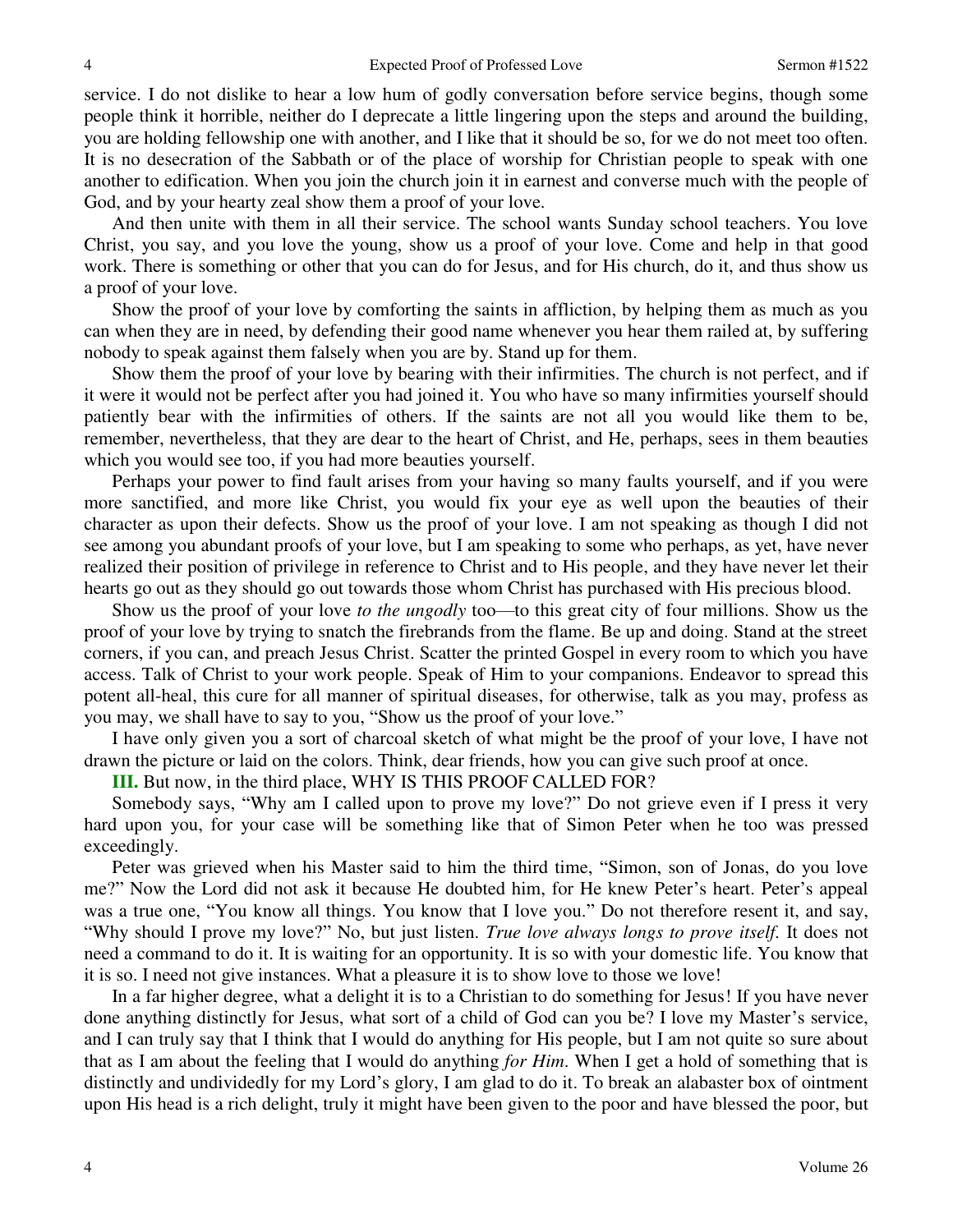service. I do not dislike to hear a low hum of godly conversation before service begins, though some people think it horrible, neither do I deprecate a little lingering upon the steps and around the building, you are holding fellowship one with another, and I like that it should be so, for we do not meet too often. It is no desecration of the Sabbath or of the place of worship for Christian people to speak with one another to edification. When you join the church join it in earnest and converse much with the people of God, and by your hearty zeal show them a proof of your love.

And then unite with them in all their service. The school wants Sunday school teachers. You love Christ, you say, and you love the young, show us a proof of your love. Come and help in that good work. There is something or other that you can do for Jesus, and for His church, do it, and thus show us a proof of your love.

Show the proof of your love by comforting the saints in affliction, by helping them as much as you can when they are in need, by defending their good name whenever you hear them railed at, by suffering nobody to speak against them falsely when you are by. Stand up for them.

Show them the proof of your love by bearing with their infirmities. The church is not perfect, and if it were it would not be perfect after you had joined it. You who have so many infirmities yourself should patiently bear with the infirmities of others. If the saints are not all you would like them to be, remember, nevertheless, that they are dear to the heart of Christ, and He, perhaps, sees in them beauties which you would see too, if you had more beauties yourself.

Perhaps your power to find fault arises from your having so many faults yourself, and if you were more sanctified, and more like Christ, you would fix your eye as well upon the beauties of their character as upon their defects. Show us the proof of your love. I am not speaking as though I did not see among you abundant proofs of your love, but I am speaking to some who perhaps, as yet, have never realized their position of privilege in reference to Christ and to His people, and they have never let their hearts go out as they should go out towards those whom Christ has purchased with His precious blood.

Show us the proof of your love *to the ungodly* too—to this great city of four millions. Show us the proof of your love by trying to snatch the firebrands from the flame. Be up and doing. Stand at the street corners, if you can, and preach Jesus Christ. Scatter the printed Gospel in every room to which you have access. Talk of Christ to your work people. Speak of Him to your companions. Endeavor to spread this potent all-heal, this cure for all manner of spiritual diseases, for otherwise, talk as you may, profess as you may, we shall have to say to you, "Show us the proof of your love."

I have only given you a sort of charcoal sketch of what might be the proof of your love, I have not drawn the picture or laid on the colors. Think, dear friends, how you can give such proof at once.

**III.** But now, in the third place, WHY IS THIS PROOF CALLED FOR?

Somebody says, "Why am I called upon to prove my love?" Do not grieve even if I press it very hard upon you, for your case will be something like that of Simon Peter when he too was pressed exceedingly.

Peter was grieved when his Master said to him the third time, "Simon, son of Jonas, do you love me?" Now the Lord did not ask it because He doubted him, for He knew Peter's heart. Peter's appeal was a true one, "You know all things. You know that I love you." Do not therefore resent it, and say, "Why should I prove my love?" No, but just listen. *True love always longs to prove itself.* It does not need a command to do it. It is waiting for an opportunity. It is so with your domestic life. You know that it is so. I need not give instances. What a pleasure it is to show love to those we love!

In a far higher degree, what a delight it is to a Christian to do something for Jesus! If you have never done anything distinctly for Jesus, what sort of a child of God can you be? I love my Master's service, and I can truly say that I think that I would do anything for His people, but I am not quite so sure about that as I am about the feeling that I would do anything *for Him*. When I get a hold of something that is distinctly and undividedly for my Lord's glory, I am glad to do it. To break an alabaster box of ointment upon His head is a rich delight, truly it might have been given to the poor and have blessed the poor, but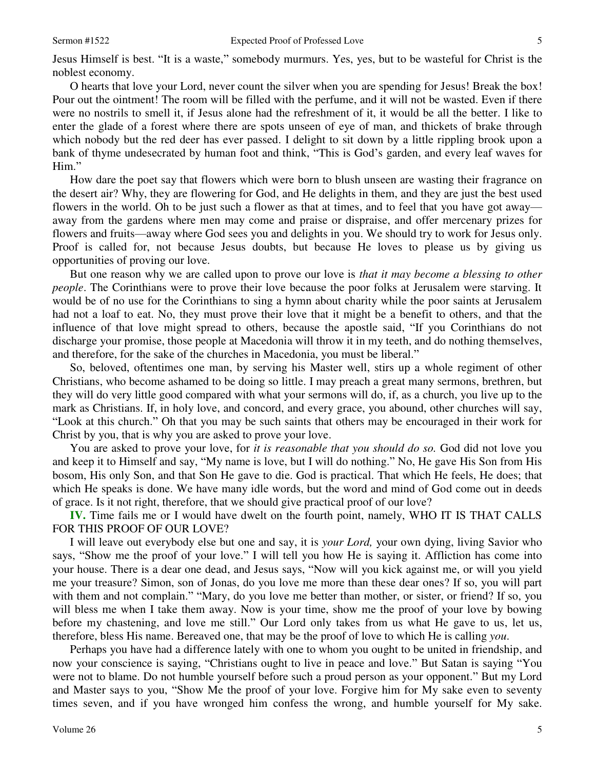Jesus Himself is best. "It is a waste," somebody murmurs. Yes, yes, but to be wasteful for Christ is the noblest economy.

O hearts that love your Lord, never count the silver when you are spending for Jesus! Break the box! Pour out the ointment! The room will be filled with the perfume, and it will not be wasted. Even if there were no nostrils to smell it, if Jesus alone had the refreshment of it, it would be all the better. I like to enter the glade of a forest where there are spots unseen of eye of man, and thickets of brake through which nobody but the red deer has ever passed. I delight to sit down by a little rippling brook upon a bank of thyme undesecrated by human foot and think, "This is God's garden, and every leaf waves for Him."

How dare the poet say that flowers which were born to blush unseen are wasting their fragrance on the desert air? Why, they are flowering for God, and He delights in them, and they are just the best used flowers in the world. Oh to be just such a flower as that at times, and to feel that you have got away—away from the gardens where men may come and praise or dispraise, and offer mercenary prizes for flowers and fruits—away where God sees you and delights in you. We should try to work for Jesus only. Proof is called for, not because Jesus doubts, but because He loves to please us by giving us opportunities of proving our love.

But one reason why we are called upon to prove our love is *that it may become a blessing to other people*. The Corinthians were to prove their love because the poor folks at Jerusalem were starving. It would be of no use for the Corinthians to sing a hymn about charity while the poor saints at Jerusalem had not a loaf to eat. No, they must prove their love that it might be a benefit to others, and that the influence of that love might spread to others, because the apostle said, "If you Corinthians do not discharge your promise, those people at Macedonia will throw it in my teeth, and do nothing themselves, and therefore, for the sake of the churches in Macedonia, you must be liberal."

So, beloved, oftentimes one man, by serving his Master well, stirs up a whole regiment of other Christians, who become ashamed to be doing so little. I may preach a great many sermons, brethren, but they will do very little good compared with what your sermons will do, if, as a church, you live up to the mark as Christians. If, in holy love, and concord, and every grace, you abound, other churches will say, "Look at this church." Oh that you may be such saints that others may be encouraged in their work for Christ by you, that is why you are asked to prove your love.

You are asked to prove your love, for *it is reasonable that you should do so.* God did not love you and keep it to Himself and say, "My name is love, but I will do nothing." No, He gave His Son from His bosom, His only Son, and that Son He gave to die. God is practical. That which He feels, He does; that which He speaks is done. We have many idle words, but the word and mind of God come out in deeds of grace. Is it not right, therefore, that we should give practical proof of our love?

**IV.** Time fails me or I would have dwelt on the fourth point, namely, WHO IT IS THAT CALLS FOR THIS PROOF OF OUR LOVE?

I will leave out everybody else but one and say, it is *your Lord,* your own dying, living Savior who says, "Show me the proof of your love." I will tell you how He is saying it. Affliction has come into your house. There is a dear one dead, and Jesus says, "Now will you kick against me, or will you yield me your treasure? Simon, son of Jonas, do you love me more than these dear ones? If so, you will part with them and not complain." "Mary, do you love me better than mother, or sister, or friend? If so, you will bless me when I take them away. Now is your time, show me the proof of your love by bowing before my chastening, and love me still." Our Lord only takes from us what He gave to us, let us, therefore, bless His name. Bereaved one, that may be the proof of love to which He is calling *you*.

Perhaps you have had a difference lately with one to whom you ought to be united in friendship, and now your conscience is saying, "Christians ought to live in peace and love." But Satan is saying "You were not to blame. Do not humble yourself before such a proud person as your opponent." But my Lord and Master says to you, "Show Me the proof of your love. Forgive him for My sake even to seventy times seven, and if you have wronged him confess the wrong, and humble yourself for My sake.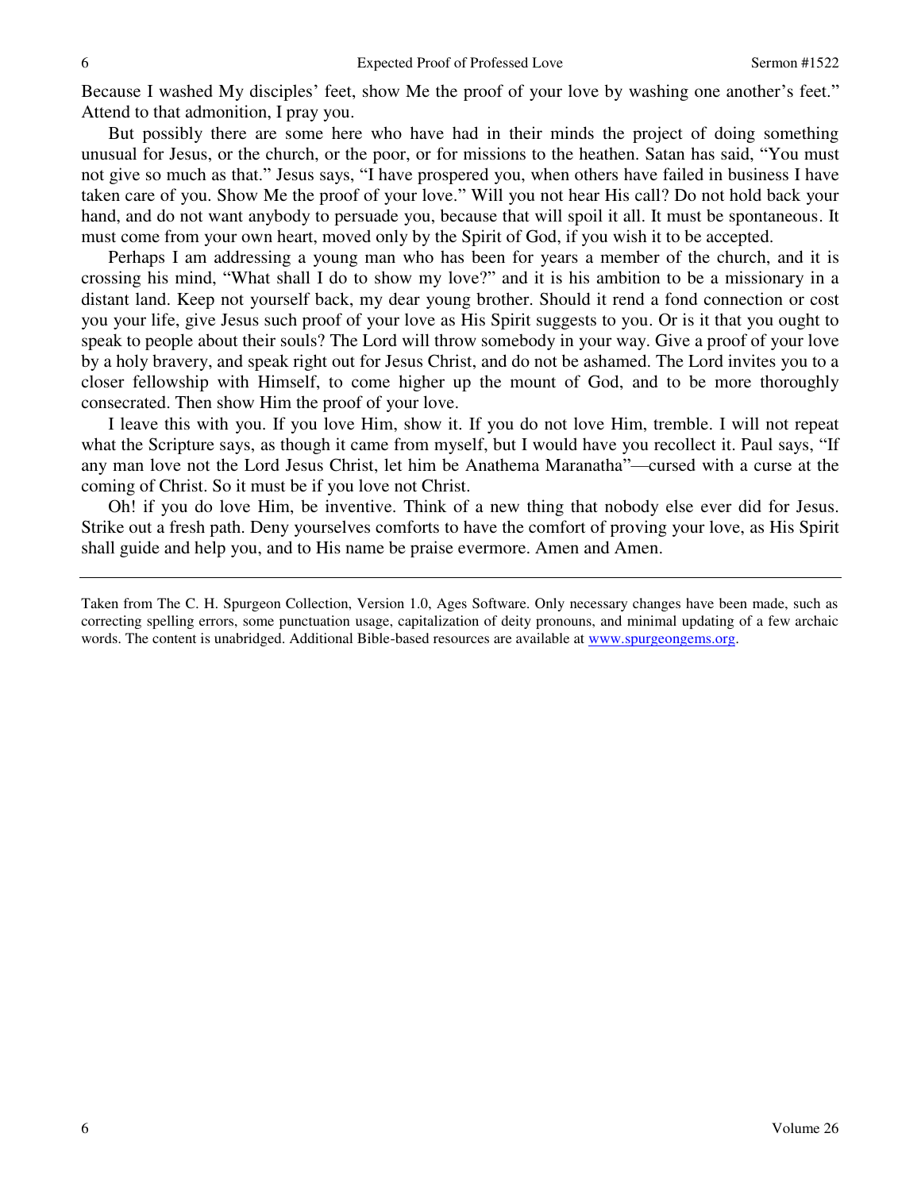Because I washed My disciples' feet, show Me the proof of your love by washing one another's feet." Attend to that admonition, I pray you.

But possibly there are some here who have had in their minds the project of doing something unusual for Jesus, or the church, or the poor, or for missions to the heathen. Satan has said, "You must not give so much as that." Jesus says, "I have prospered you, when others have failed in business I have taken care of you. Show Me the proof of your love." Will you not hear His call? Do not hold back your hand, and do not want anybody to persuade you, because that will spoil it all. It must be spontaneous. It must come from your own heart, moved only by the Spirit of God, if you wish it to be accepted.

Perhaps I am addressing a young man who has been for years a member of the church, and it is crossing his mind, "What shall I do to show my love?" and it is his ambition to be a missionary in a distant land. Keep not yourself back, my dear young brother. Should it rend a fond connection or cost you your life, give Jesus such proof of your love as His Spirit suggests to you. Or is it that you ought to speak to people about their souls? The Lord will throw somebody in your way. Give a proof of your love by a holy bravery, and speak right out for Jesus Christ, and do not be ashamed. The Lord invites you to a closer fellowship with Himself, to come higher up the mount of God, and to be more thoroughly consecrated. Then show Him the proof of your love.

I leave this with you. If you love Him, show it. If you do not love Him, tremble. I will not repeat what the Scripture says, as though it came from myself, but I would have you recollect it. Paul says, "If any man love not the Lord Jesus Christ, let him be Anathema Maranatha"—cursed with a curse at the coming of Christ. So it must be if you love not Christ.

Oh! if you do love Him, be inventive. Think of a new thing that nobody else ever did for Jesus. Strike out a fresh path. Deny yourselves comforts to have the comfort of proving your love, as His Spirit shall guide and help you, and to His name be praise evermore. Amen and Amen.

---

Taken from The C. H. Spurgeon Collection, Version 1.0, Ages Software. Only necessary changes have been made, such as correcting spelling errors, some punctuation usage, capitalization of deity pronouns, and minimal updating of a few archaic words. The content is unabridged. Additional Bible-based resources are available at www.spurgeongems.org.